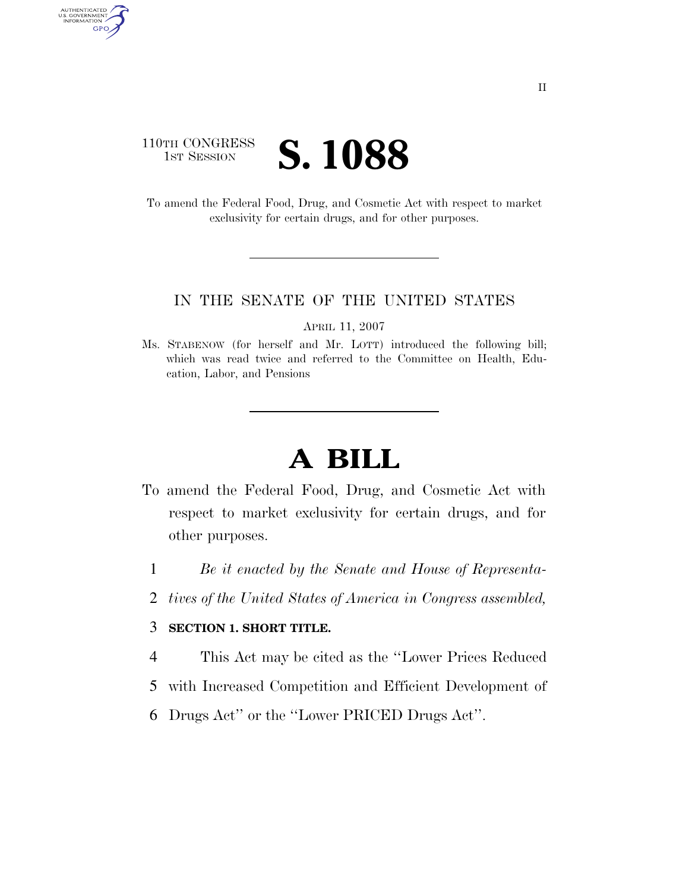110TH CONGRESS
1ST SESSION

# S. 1088

To amend the Federal Food, Drug, and Cosmetic Act with respect to market exclusivity for certain drugs, and for other purposes.

---

IN THE SENATE OF THE UNITED STATES

APRIL 11, 2007

Ms. STABENOW (for herself and Mr. LOTT) introduced the following bill; which was read twice and referred to the Committee on Health, Education, Labor, and Pensions

---

# A BILL

To amend the Federal Food, Drug, and Cosmetic Act with respect to market exclusivity for certain drugs, and for other purposes.

1 *Be it enacted by the Senate and House of Representa-*
2 *tives of the United States of America in Congress assembled,*

3 **SECTION 1. SHORT TITLE.**

4 This Act may be cited as the ''Lower Prices Reduced
5 with Increased Competition and Efficient Development of
6 Drugs Act'' or the ''Lower PRICED Drugs Act''.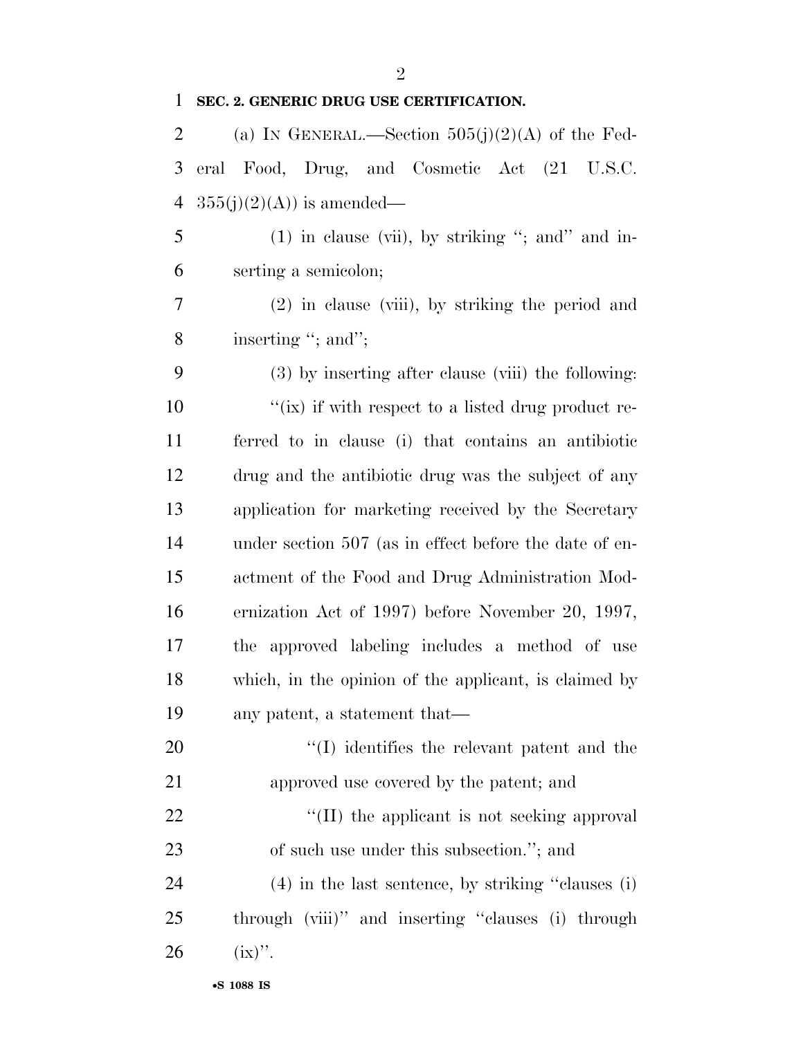**SEC. 2. GENERIC DRUG USE CERTIFICATION.**

(a) IN GENERAL.—Section 505(j)(2)(A) of the Federal Food, Drug, and Cosmetic Act (21 U.S.C. 355(j)(2)(A)) is amended—

(1) in clause (vii), by striking ''; and'' and inserting a semicolon;

(2) in clause (viii), by striking the period and inserting ''; and'';

(3) by inserting after clause (viii) the following:

''(ix) if with respect to a listed drug product referred to in clause (i) that contains an antibiotic drug and the antibiotic drug was the subject of any application for marketing received by the Secretary under section 507 (as in effect before the date of enactment of the Food and Drug Administration Modernization Act of 1997) before November 20, 1997, the approved labeling includes a method of use which, in the opinion of the applicant, is claimed by any patent, a statement that—

''(I) identifies the relevant patent and the approved use covered by the patent; and

''(II) the applicant is not seeking approval of such use under this subsection.''; and

(4) in the last sentence, by striking ''clauses (i) through (viii)'' and inserting ''clauses (i) through (ix)''.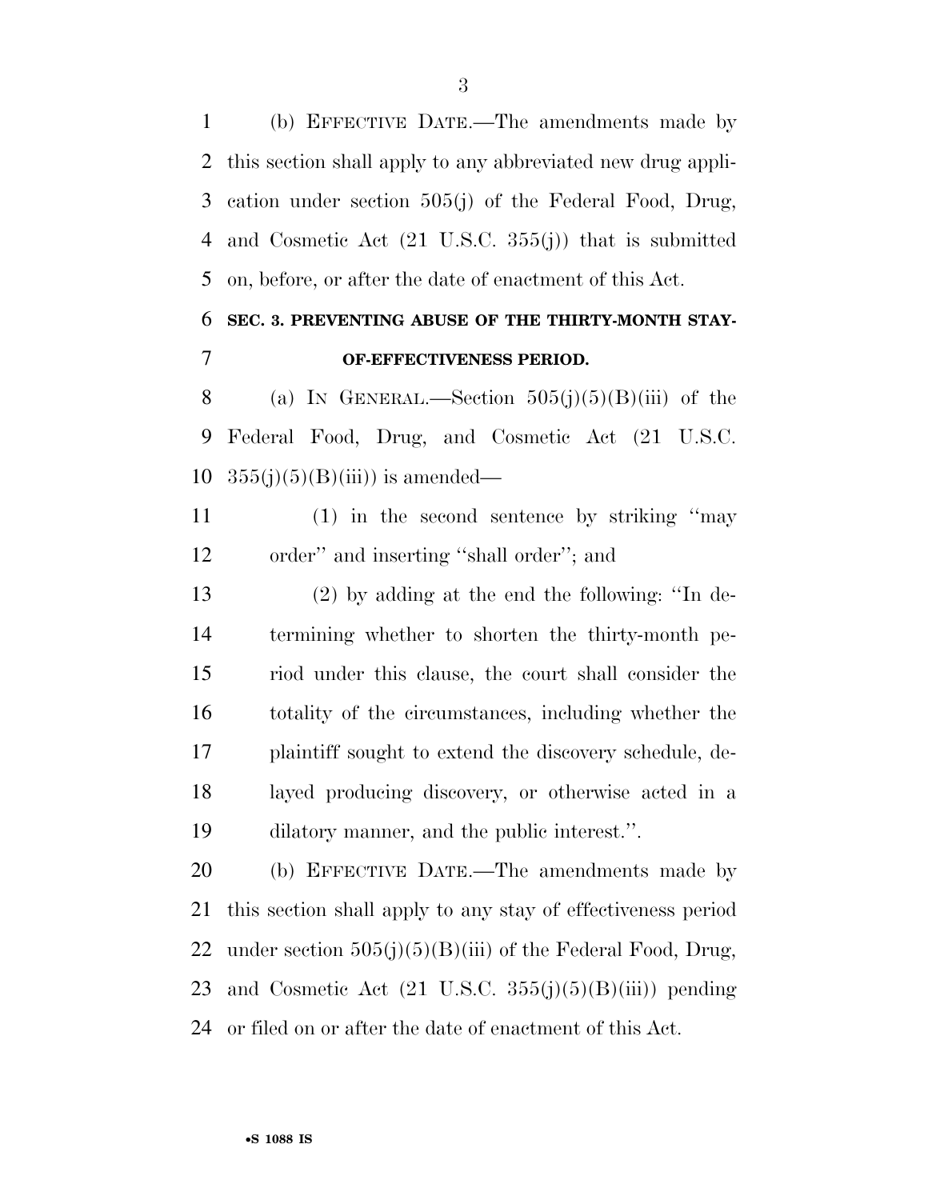(b) EFFECTIVE DATE.—The amendments made by this section shall apply to any abbreviated new drug application under section 505(j) of the Federal Food, Drug, and Cosmetic Act (21 U.S.C. 355(j)) that is submitted on, before, or after the date of enactment of this Act.

**SEC. 3. PREVENTING ABUSE OF THE THIRTY-MONTH STAY-OF-EFFECTIVENESS PERIOD.**

(a) IN GENERAL.—Section 505(j)(5)(B)(iii) of the Federal Food, Drug, and Cosmetic Act (21 U.S.C. 355(j)(5)(B)(iii)) is amended—

(1) in the second sentence by striking ''may order'' and inserting ''shall order''; and

(2) by adding at the end the following: ''In determining whether to shorten the thirty-month period under this clause, the court shall consider the totality of the circumstances, including whether the plaintiff sought to extend the discovery schedule, delayed producing discovery, or otherwise acted in a dilatory manner, and the public interest.''.

(b) EFFECTIVE DATE.—The amendments made by this section shall apply to any stay of effectiveness period under section 505(j)(5)(B)(iii) of the Federal Food, Drug, and Cosmetic Act (21 U.S.C. 355(j)(5)(B)(iii)) pending or filed on or after the date of enactment of this Act.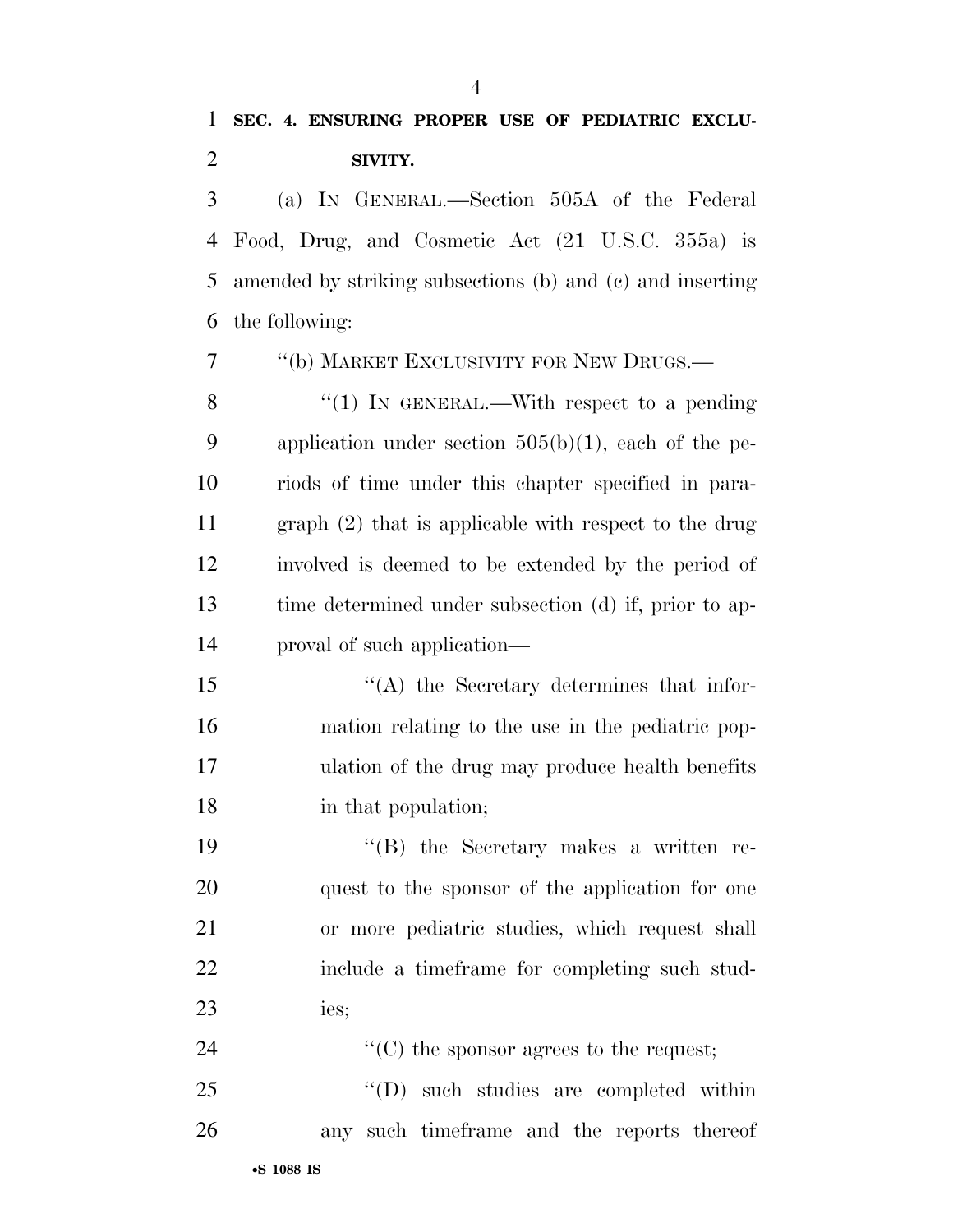**SEC. 4. ENSURING PROPER USE OF PEDIATRIC EXCLUSIVITY.**

(a) IN GENERAL.—Section 505A of the Federal Food, Drug, and Cosmetic Act (21 U.S.C. 355a) is amended by striking subsections (b) and (c) and inserting the following:

"(b) MARKET EXCLUSIVITY FOR NEW DRUGS.—

"(1) IN GENERAL.—With respect to a pending application under section 505(b)(1), each of the periods of time under this chapter specified in paragraph (2) that is applicable with respect to the drug involved is deemed to be extended by the period of time determined under subsection (d) if, prior to approval of such application—

"(A) the Secretary determines that information relating to the use in the pediatric population of the drug may produce health benefits in that population;

"(B) the Secretary makes a written request to the sponsor of the application for one or more pediatric studies, which request shall include a timeframe for completing such studies;

"(C) the sponsor agrees to the request;

"(D) such studies are completed within any such timeframe and the reports thereof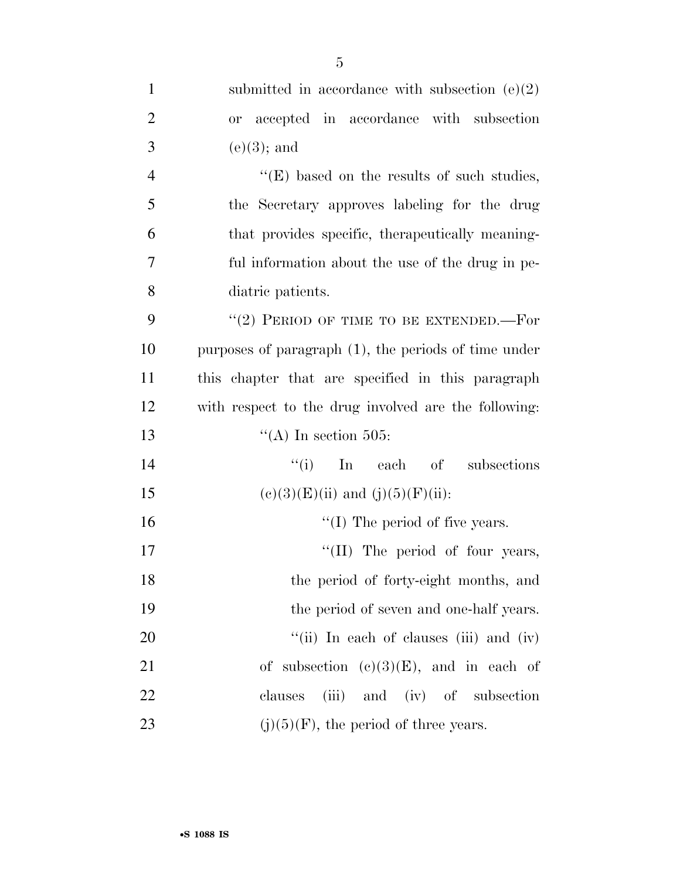submitted in accordance with subsection (e)(2) or accepted in accordance with subsection (e)(3); and

''(E) based on the results of such studies, the Secretary approves labeling for the drug that provides specific, therapeutically meaningful information about the use of the drug in pediatric patients.

''(2) PERIOD OF TIME TO BE EXTENDED.—For purposes of paragraph (1), the periods of time under this chapter that are specified in this paragraph with respect to the drug involved are the following:

''(A) In section 505:

''(i) In each of subsections (c)(3)(E)(ii) and (j)(5)(F)(ii):

''(I) The period of five years.

''(II) The period of four years, the period of forty-eight months, and the period of seven and one-half years.

''(ii) In each of clauses (iii) and (iv) of subsection (c)(3)(E), and in each of clauses (iii) and (iv) of subsection (j)(5)(F), the period of three years.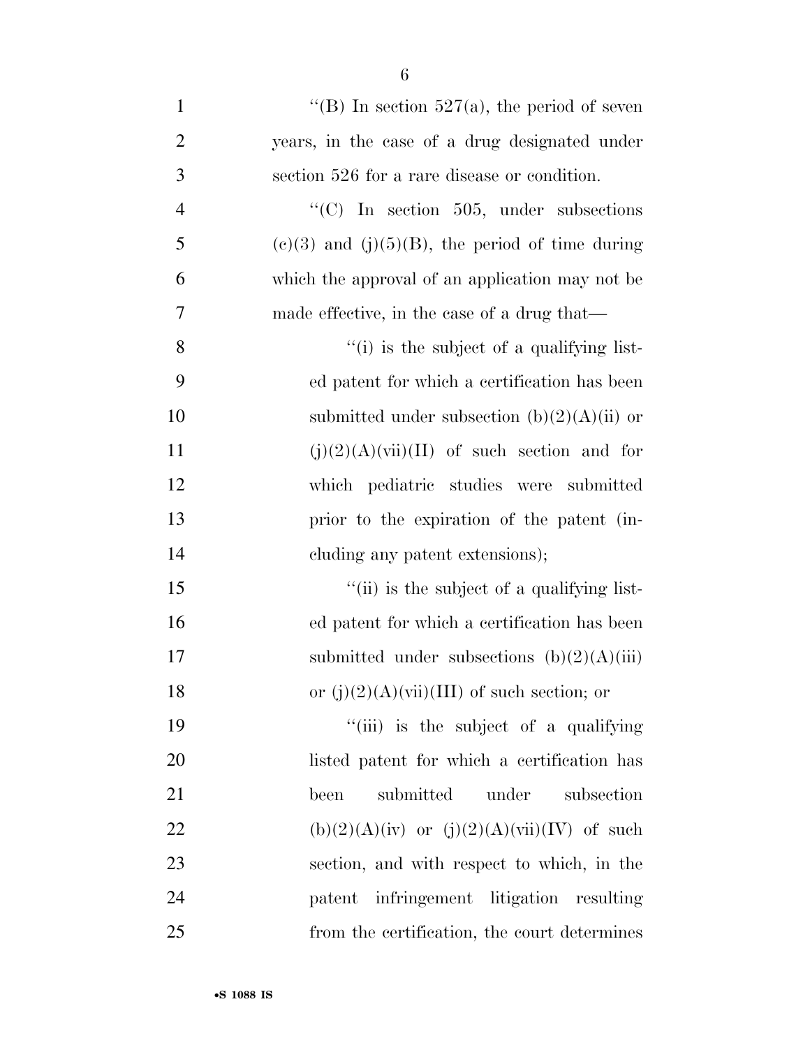"(B) In section 527(a), the period of seven years, in the case of a drug designated under section 526 for a rare disease or condition.

"(C) In section 505, under subsections (c)(3) and (j)(5)(B), the period of time during which the approval of an application may not be made effective, in the case of a drug that—

"(i) is the subject of a qualifying listed patent for which a certification has been submitted under subsection (b)(2)(A)(ii) or (j)(2)(A)(vii)(II) of such section and for which pediatric studies were submitted prior to the expiration of the patent (including any patent extensions);

"(ii) is the subject of a qualifying listed patent for which a certification has been submitted under subsections (b)(2)(A)(iii) or (j)(2)(A)(vii)(III) of such section; or

"(iii) is the subject of a qualifying listed patent for which a certification has been submitted under subsection (b)(2)(A)(iv) or (j)(2)(A)(vii)(IV) of such section, and with respect to which, in the patent infringement litigation resulting from the certification, the court determines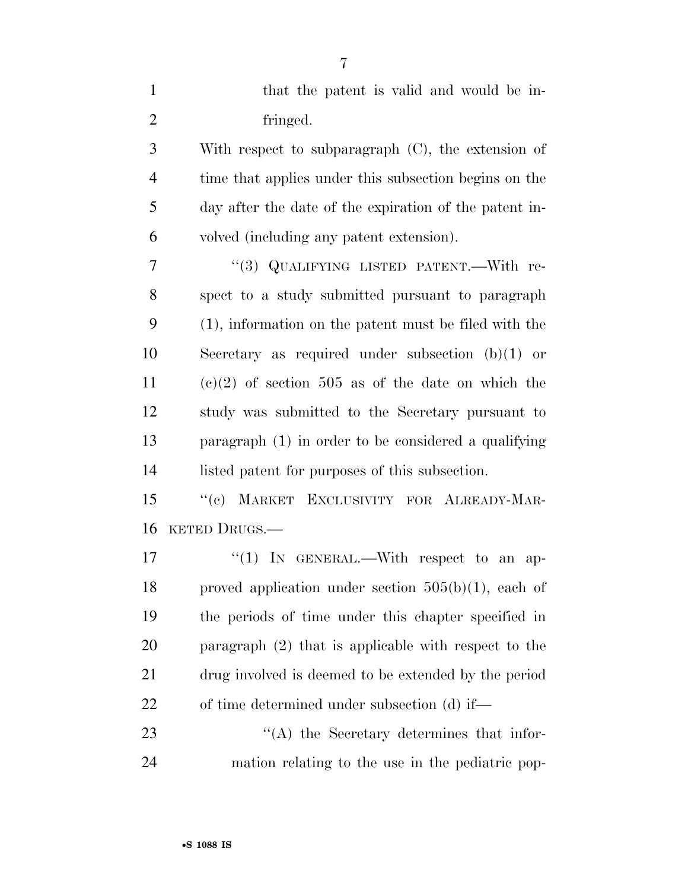that the patent is valid and would be infringed.

With respect to subparagraph (C), the extension of time that applies under this subsection begins on the day after the date of the expiration of the patent involved (including any patent extension).

"(3) QUALIFYING LISTED PATENT.—With respect to a study submitted pursuant to paragraph (1), information on the patent must be filed with the Secretary as required under subsection (b)(1) or (c)(2) of section 505 as of the date on which the study was submitted to the Secretary pursuant to paragraph (1) in order to be considered a qualifying listed patent for purposes of this subsection.

"(c) MARKET EXCLUSIVITY FOR ALREADY-MARKETED DRUGS.—

"(1) IN GENERAL.—With respect to an approved application under section 505(b)(1), each of the periods of time under this chapter specified in paragraph (2) that is applicable with respect to the drug involved is deemed to be extended by the period of time determined under subsection (d) if—

"(A) the Secretary determines that information relating to the use in the pediatric pop-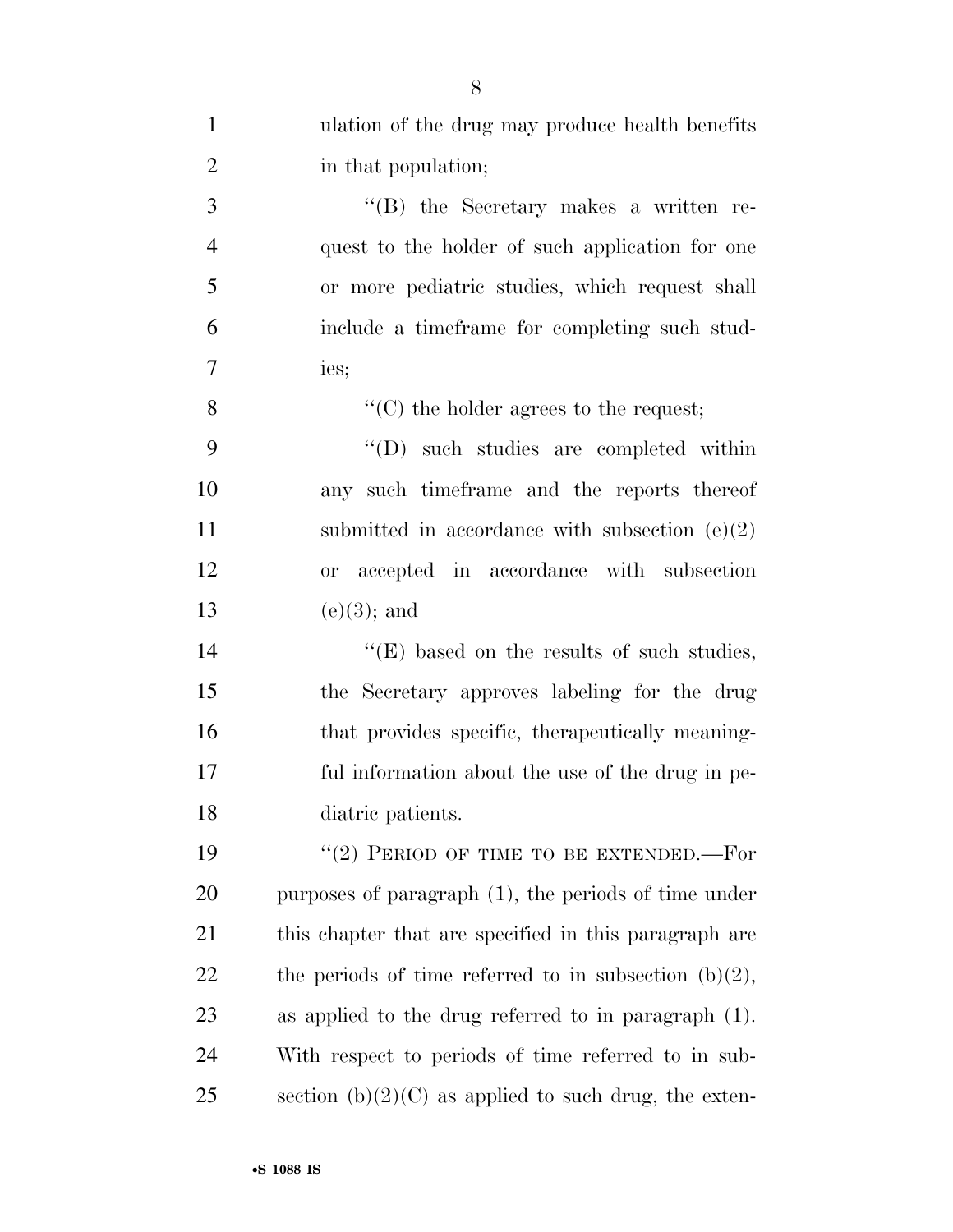ulation of the drug may produce health benefits in that population;

''(B) the Secretary makes a written request to the holder of such application for one or more pediatric studies, which request shall include a timeframe for completing such studies;

''(C) the holder agrees to the request;

''(D) such studies are completed within any such timeframe and the reports thereof submitted in accordance with subsection (e)(2) or accepted in accordance with subsection (e)(3); and

''(E) based on the results of such studies, the Secretary approves labeling for the drug that provides specific, therapeutically meaningful information about the use of the drug in pediatric patients.

''(2) PERIOD OF TIME TO BE EXTENDED.—For purposes of paragraph (1), the periods of time under this chapter that are specified in this paragraph are the periods of time referred to in subsection (b)(2), as applied to the drug referred to in paragraph (1). With respect to periods of time referred to in subsection (b)(2)(C) as applied to such drug, the exten-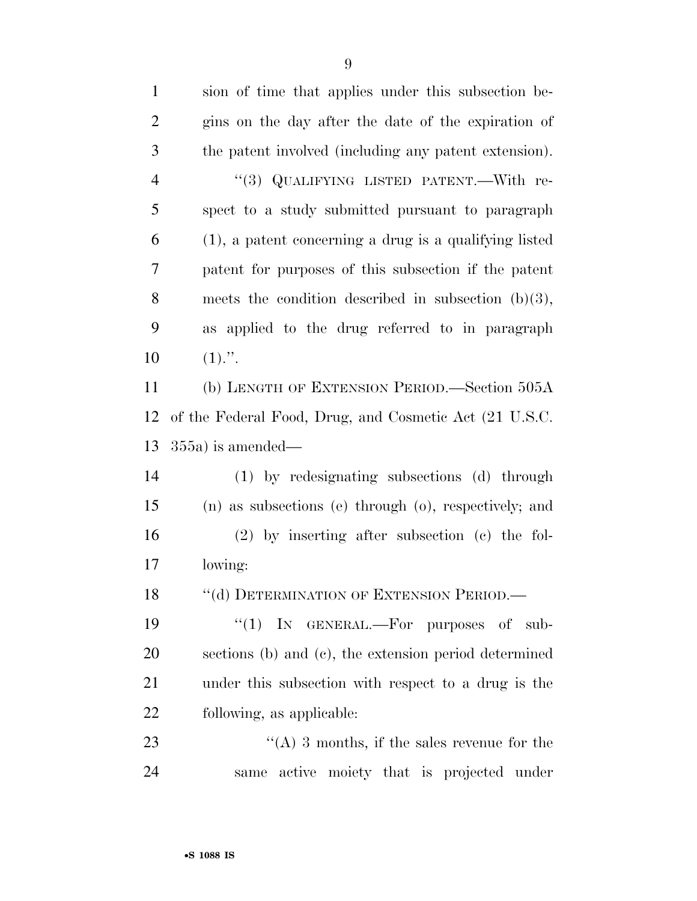sion of time that applies under this subsection begins on the day after the date of the expiration of the patent involved (including any patent extension).

"(3) QUALIFYING LISTED PATENT.—With respect to a study submitted pursuant to paragraph (1), a patent concerning a drug is a qualifying listed patent for purposes of this subsection if the patent meets the condition described in subsection (b)(3), as applied to the drug referred to in paragraph (1).".

(b) LENGTH OF EXTENSION PERIOD.—Section 505A of the Federal Food, Drug, and Cosmetic Act (21 U.S.C. 355a) is amended—

(1) by redesignating subsections (d) through (n) as subsections (e) through (o), respectively; and

(2) by inserting after subsection (c) the following:

"(d) DETERMINATION OF EXTENSION PERIOD.—

"(1) IN GENERAL.—For purposes of subsections (b) and (c), the extension period determined under this subsection with respect to a drug is the following, as applicable:

"(A) 3 months, if the sales revenue for the same active moiety that is projected under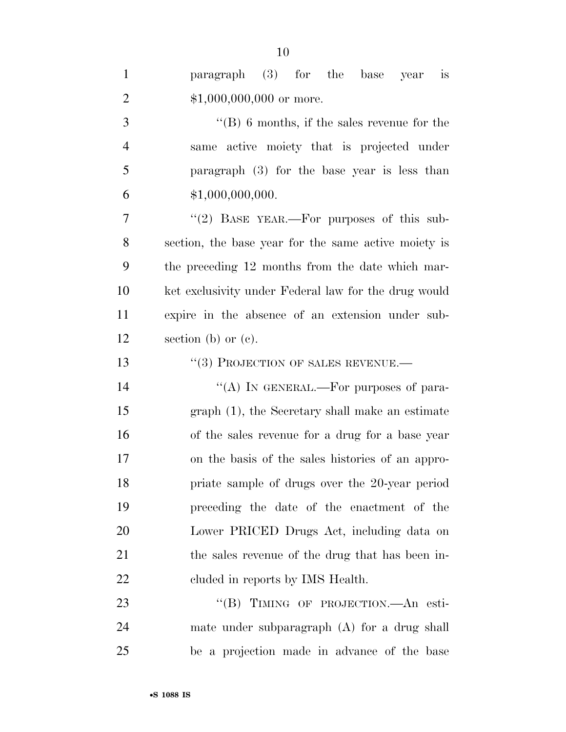paragraph (3) for the base year is $1,000,000,000 or more.

"(B) 6 months, if the sales revenue for the same active moiety that is projected under paragraph (3) for the base year is less than $1,000,000,000.

"(2) BASE YEAR.—For purposes of this subsection, the base year for the same active moiety is the preceding 12 months from the date which market exclusivity under Federal law for the drug would expire in the absence of an extension under subsection (b) or (c).

"(3) PROJECTION OF SALES REVENUE.—

"(A) IN GENERAL.—For purposes of paragraph (1), the Secretary shall make an estimate of the sales revenue for a drug for a base year on the basis of the sales histories of an appropriate sample of drugs over the 20-year period preceding the date of the enactment of the Lower PRICED Drugs Act, including data on the sales revenue of the drug that has been included in reports by IMS Health.

"(B) TIMING OF PROJECTION.—An estimate under subparagraph (A) for a drug shall be a projection made in advance of the base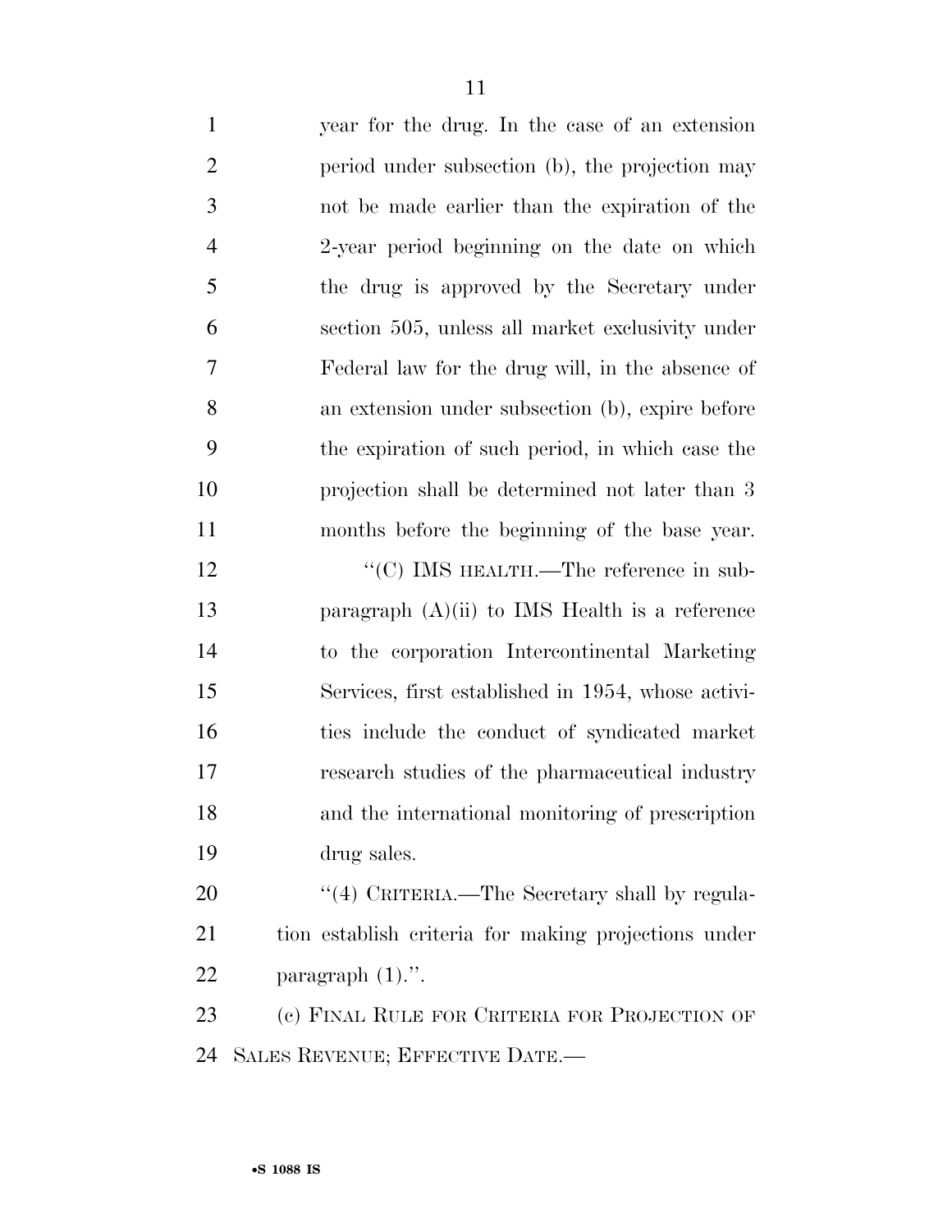year for the drug. In the case of an extension period under subsection (b), the projection may not be made earlier than the expiration of the 2-year period beginning on the date on which the drug is approved by the Secretary under section 505, unless all market exclusivity under Federal law for the drug will, in the absence of an extension under subsection (b), expire before the expiration of such period, in which case the projection shall be determined not later than 3 months before the beginning of the base year.

"(C) IMS HEALTH.—The reference in subparagraph (A)(ii) to IMS Health is a reference to the corporation Intercontinental Marketing Services, first established in 1954, whose activities include the conduct of syndicated market research studies of the pharmaceutical industry and the international monitoring of prescription drug sales.

"(4) CRITERIA.—The Secretary shall by regulation establish criteria for making projections under paragraph (1).".

(c) FINAL RULE FOR CRITERIA FOR PROJECTION OF SALES REVENUE; EFFECTIVE DATE.—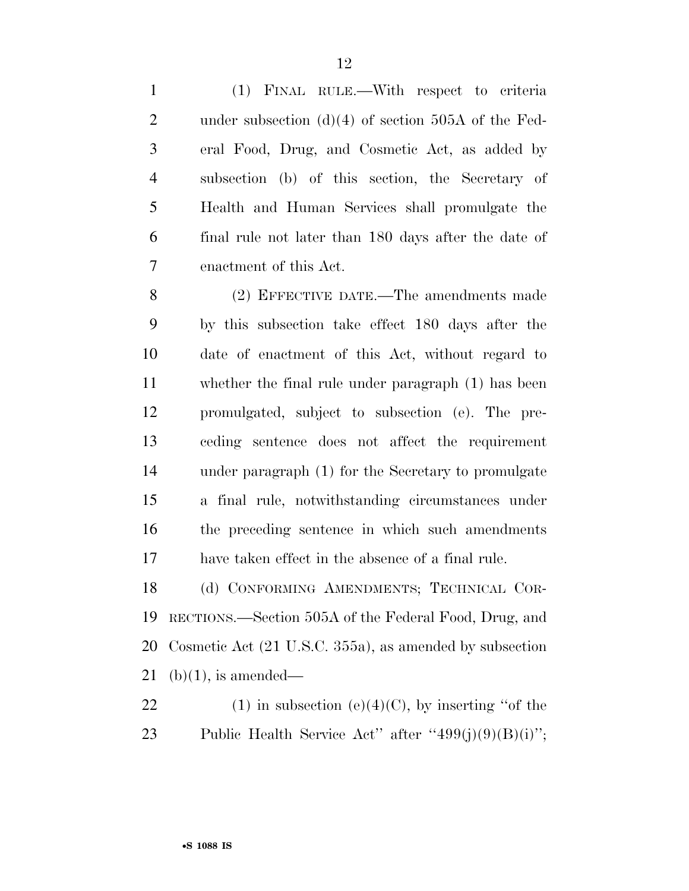(1) FINAL RULE.—With respect to criteria under subsection (d)(4) of section 505A of the Federal Food, Drug, and Cosmetic Act, as added by subsection (b) of this section, the Secretary of Health and Human Services shall promulgate the final rule not later than 180 days after the date of enactment of this Act.

(2) EFFECTIVE DATE.—The amendments made by this subsection take effect 180 days after the date of enactment of this Act, without regard to whether the final rule under paragraph (1) has been promulgated, subject to subsection (e). The preceding sentence does not affect the requirement under paragraph (1) for the Secretary to promulgate a final rule, notwithstanding circumstances under the preceding sentence in which such amendments have taken effect in the absence of a final rule.

(d) CONFORMING AMENDMENTS; TECHNICAL CORRECTIONS.—Section 505A of the Federal Food, Drug, and Cosmetic Act (21 U.S.C. 355a), as amended by subsection (b)(1), is amended—

(1) in subsection (e)(4)(C), by inserting "of the Public Health Service Act" after "499(j)(9)(B)(i)";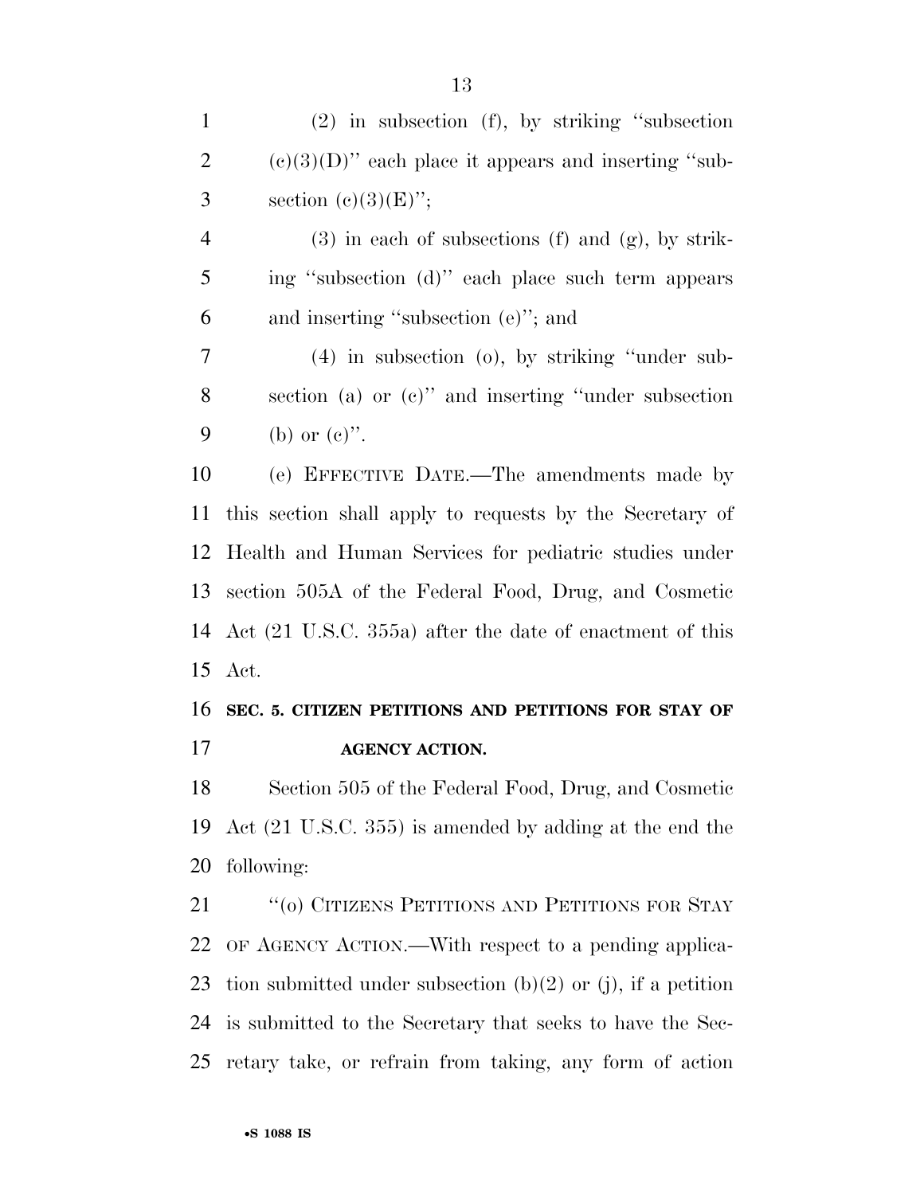(2) in subsection (f), by striking "subsection (c)(3)(D)" each place it appears and inserting "subsection (c)(3)(E)";

(3) in each of subsections (f) and (g), by striking "subsection (d)" each place such term appears and inserting "subsection (e)"; and

(4) in subsection (o), by striking "under subsection (a) or (c)" and inserting "under subsection (b) or (c)".

(e) EFFECTIVE DATE.—The amendments made by this section shall apply to requests by the Secretary of Health and Human Services for pediatric studies under section 505A of the Federal Food, Drug, and Cosmetic Act (21 U.S.C. 355a) after the date of enactment of this Act.

**SEC. 5. CITIZEN PETITIONS AND PETITIONS FOR STAY OF AGENCY ACTION.**

Section 505 of the Federal Food, Drug, and Cosmetic Act (21 U.S.C. 355) is amended by adding at the end the following:

"(o) CITIZENS PETITIONS AND PETITIONS FOR STAY OF AGENCY ACTION.—With respect to a pending application submitted under subsection (b)(2) or (j), if a petition is submitted to the Secretary that seeks to have the Secretary take, or refrain from taking, any form of action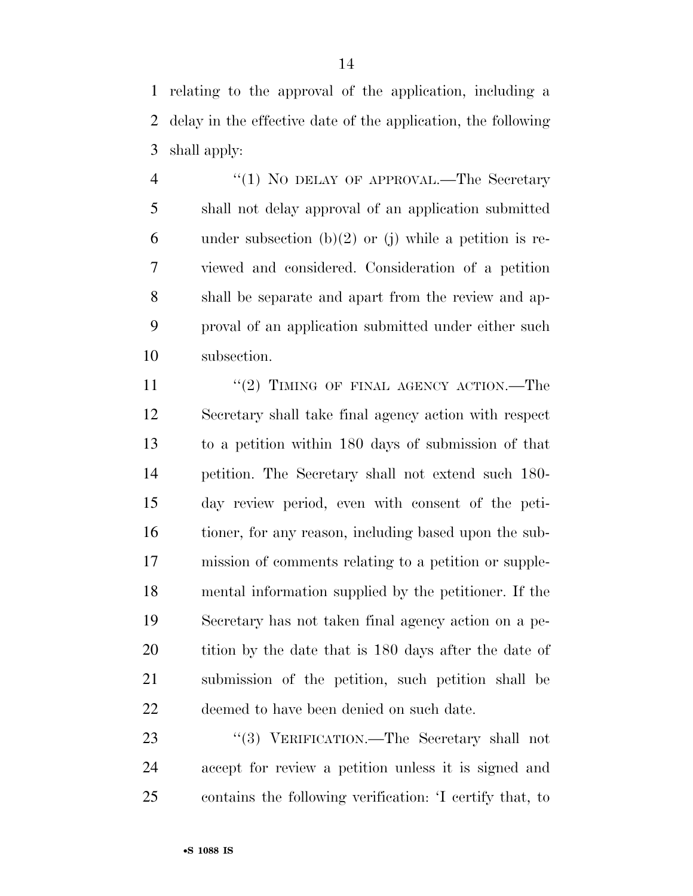relating to the approval of the application, including a delay in the effective date of the application, the following shall apply:

"(1) NO DELAY OF APPROVAL.—The Secretary shall not delay approval of an application submitted under subsection (b)(2) or (j) while a petition is reviewed and considered. Consideration of a petition shall be separate and apart from the review and approval of an application submitted under either such subsection.

"(2) TIMING OF FINAL AGENCY ACTION.—The Secretary shall take final agency action with respect to a petition within 180 days of submission of that petition. The Secretary shall not extend such 180-day review period, even with consent of the petitioner, for any reason, including based upon the submission of comments relating to a petition or supplemental information supplied by the petitioner. If the Secretary has not taken final agency action on a petition by the date that is 180 days after the date of submission of the petition, such petition shall be deemed to have been denied on such date.

"(3) VERIFICATION.—The Secretary shall not accept for review a petition unless it is signed and contains the following verification: 'I certify that, to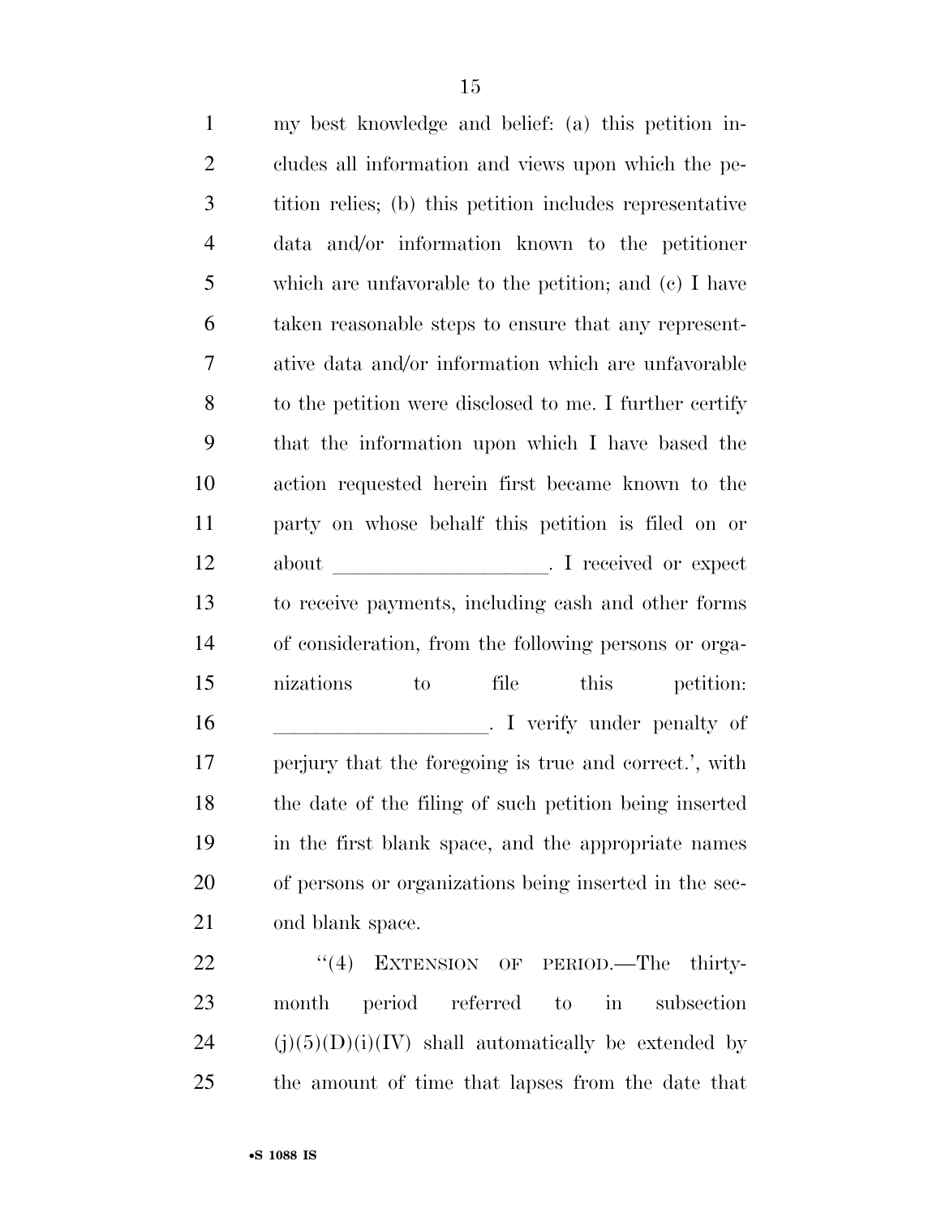my best knowledge and belief: (a) this petition includes all information and views upon which the petition relies; (b) this petition includes representative data and/or information known to the petitioner which are unfavorable to the petition; and (c) I have taken reasonable steps to ensure that any representative data and/or information which are unfavorable to the petition were disclosed to me. I further certify that the information upon which I have based the action requested herein first became known to the party on whose behalf this petition is filed on or about ____________________. I received or expect to receive payments, including cash and other forms of consideration, from the following persons or organizations to file this petition: ____________________. I verify under penalty of perjury that the foregoing is true and correct.', with the date of the filing of such petition being inserted in the first blank space, and the appropriate names of persons or organizations being inserted in the second blank space.

"(4) EXTENSION OF PERIOD.—The thirty-month period referred to in subsection (j)(5)(D)(i)(IV) shall automatically be extended by the amount of time that lapses from the date that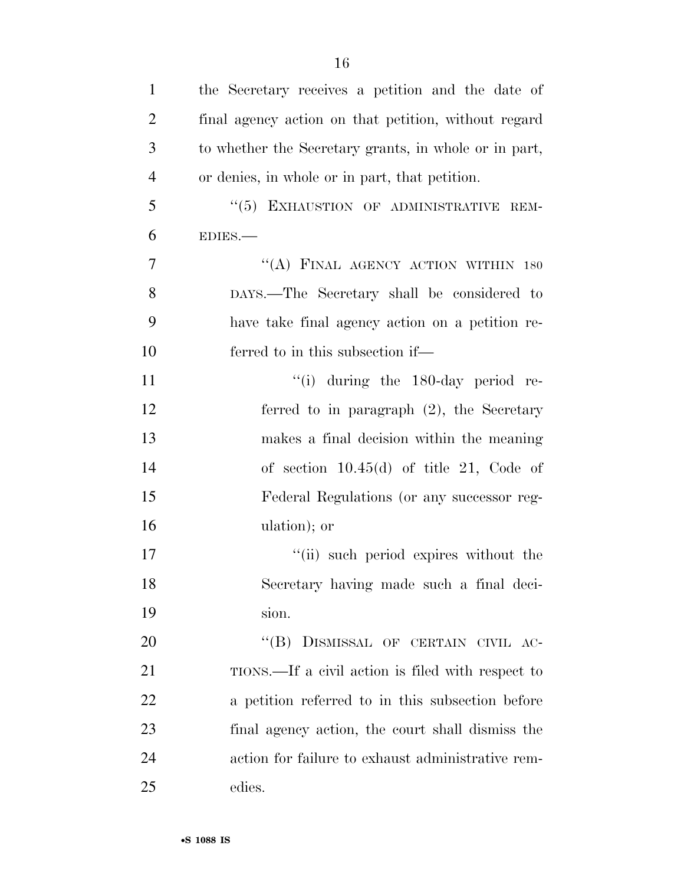the Secretary receives a petition and the date of final agency action on that petition, without regard to whether the Secretary grants, in whole or in part, or denies, in whole or in part, that petition.

"(5) EXHAUSTION OF ADMINISTRATIVE REMEDIES.—

"(A) FINAL AGENCY ACTION WITHIN 180 DAYS.—The Secretary shall be considered to have take final agency action on a petition referred to in this subsection if—

"(i) during the 180-day period referred to in paragraph (2), the Secretary makes a final decision within the meaning of section 10.45(d) of title 21, Code of Federal Regulations (or any successor regulation); or

"(ii) such period expires without the Secretary having made such a final decision.

"(B) DISMISSAL OF CERTAIN CIVIL ACTIONS.—If a civil action is filed with respect to a petition referred to in this subsection before final agency action, the court shall dismiss the action for failure to exhaust administrative remedies.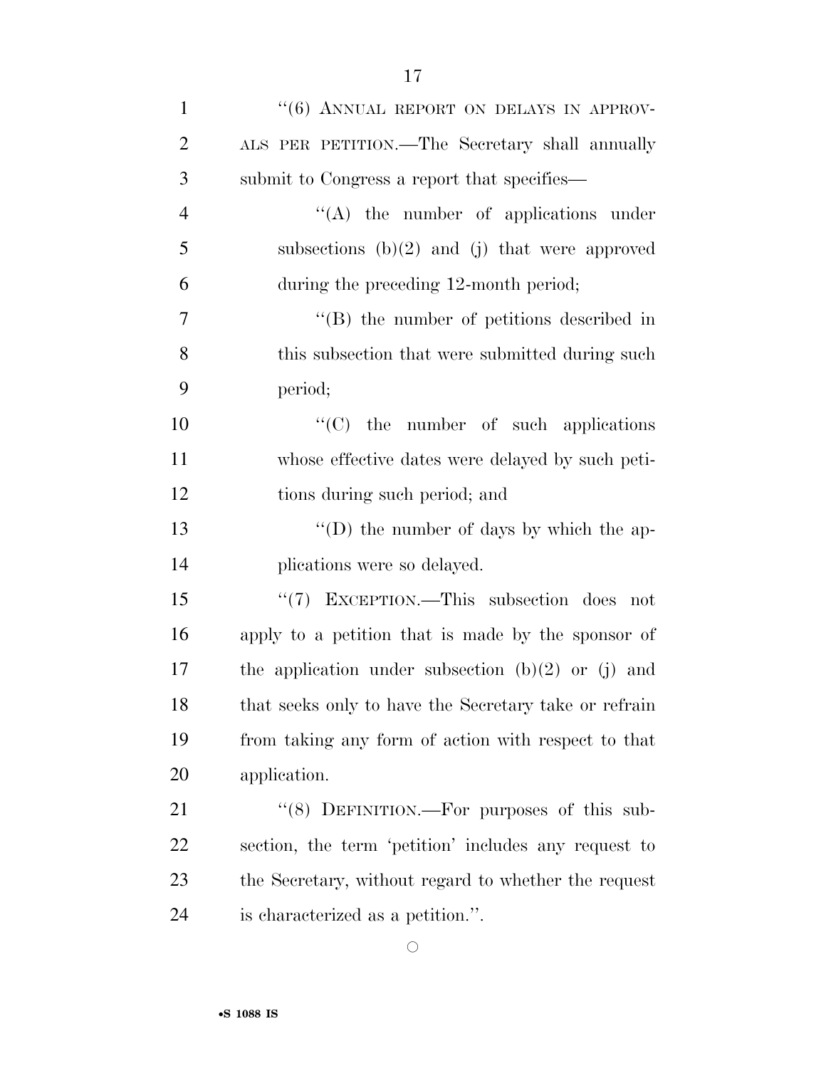''(6) ANNUAL REPORT ON DELAYS IN APPROVALS PER PETITION.—The Secretary shall annually submit to Congress a report that specifies—

''(A) the number of applications under subsections (b)(2) and (j) that were approved during the preceding 12-month period;

''(B) the number of petitions described in this subsection that were submitted during such period;

''(C) the number of such applications whose effective dates were delayed by such petitions during such period; and

''(D) the number of days by which the applications were so delayed.

''(7) EXCEPTION.—This subsection does not apply to a petition that is made by the sponsor of the application under subsection (b)(2) or (j) and that seeks only to have the Secretary take or refrain from taking any form of action with respect to that application.

''(8) DEFINITION.—For purposes of this subsection, the term 'petition' includes any request to the Secretary, without regard to whether the request is characterized as a petition.''.